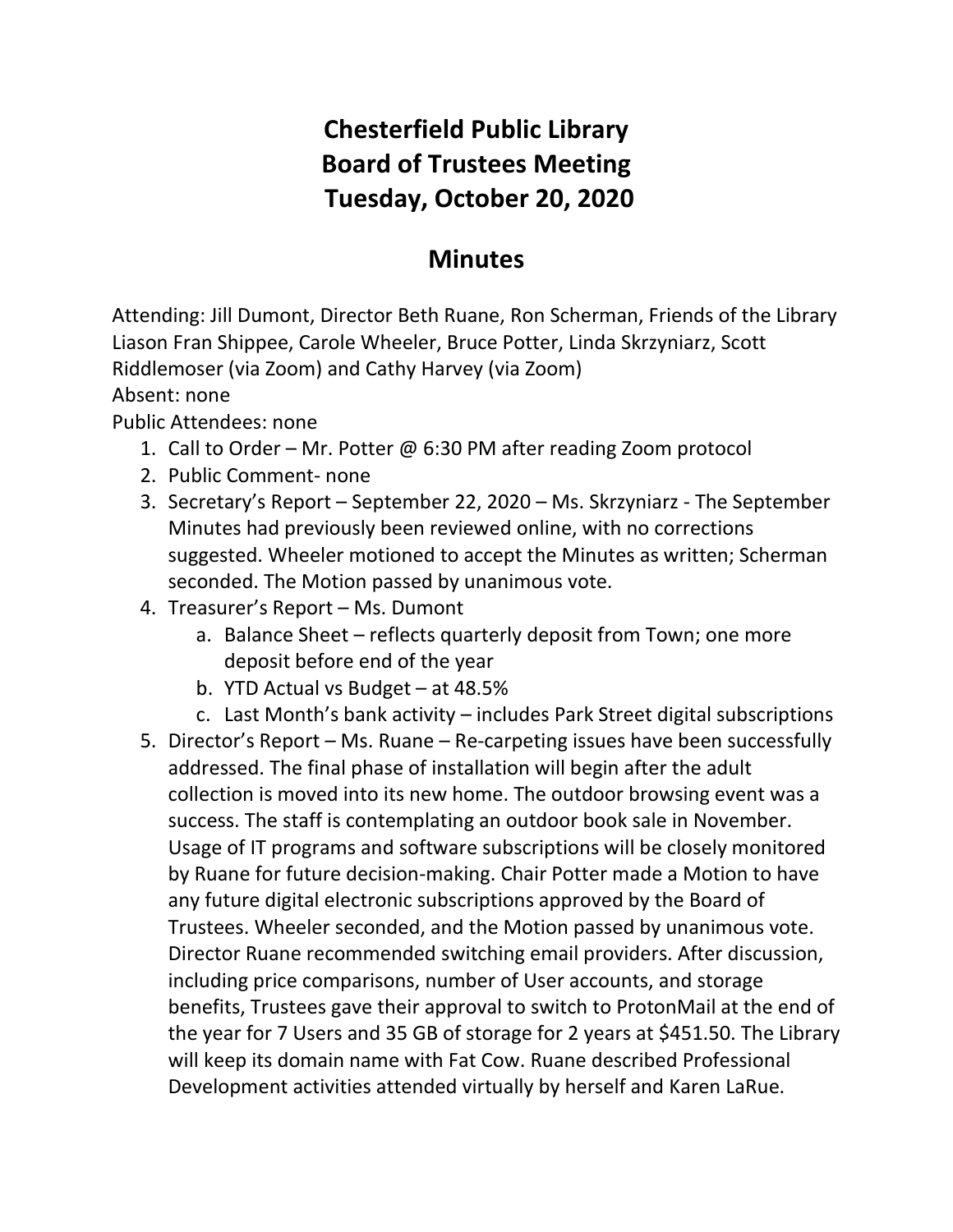# Chesterfield Public Library
# Board of Trustees Meeting
# Tuesday, October 20, 2020

## Minutes

Attending: Jill Dumont, Director Beth Ruane, Ron Scherman, Friends of the Library Liason Fran Shippee, Carole Wheeler, Bruce Potter, Linda Skrzyniarz, Scott Riddlemoser (via Zoom) and Cathy Harvey (via Zoom)
Absent: none
Public Attendees: none

1. Call to Order – Mr. Potter @ 6:30 PM after reading Zoom protocol
2. Public Comment- none
3. Secretary's Report – September 22, 2020 – Ms. Skrzyniarz - The September Minutes had previously been reviewed online, with no corrections suggested. Wheeler motioned to accept the Minutes as written; Scherman seconded. The Motion passed by unanimous vote.
4. Treasurer's Report – Ms. Dumont
   a. Balance Sheet – reflects quarterly deposit from Town; one more deposit before end of the year
   b. YTD Actual vs Budget – at 48.5%
   c. Last Month's bank activity – includes Park Street digital subscriptions
5. Director's Report – Ms. Ruane – Re-carpeting issues have been successfully addressed. The final phase of installation will begin after the adult collection is moved into its new home. The outdoor browsing event was a success. The staff is contemplating an outdoor book sale in November. Usage of IT programs and software subscriptions will be closely monitored by Ruane for future decision-making. Chair Potter made a Motion to have any future digital electronic subscriptions approved by the Board of Trustees. Wheeler seconded, and the Motion passed by unanimous vote. Director Ruane recommended switching email providers. After discussion, including price comparisons, number of User accounts, and storage benefits, Trustees gave their approval to switch to ProtonMail at the end of the year for 7 Users and 35 GB of storage for 2 years at $451.50. The Library will keep its domain name with Fat Cow. Ruane described Professional Development activities attended virtually by herself and Karen LaRue.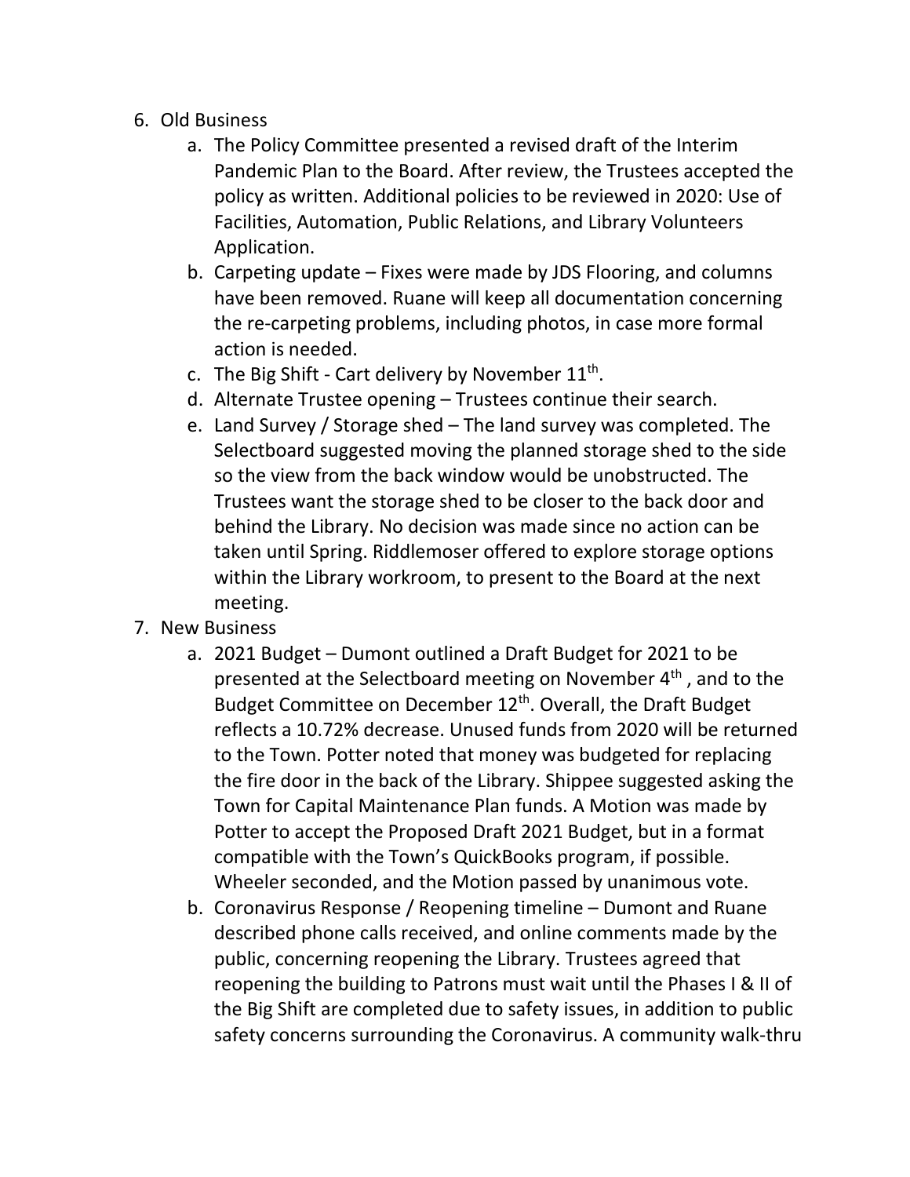6. Old Business
    a. The Policy Committee presented a revised draft of the Interim Pandemic Plan to the Board. After review, the Trustees accepted the policy as written. Additional policies to be reviewed in 2020: Use of Facilities, Automation, Public Relations, and Library Volunteers Application.
    b. Carpeting update – Fixes were made by JDS Flooring, and columns have been removed. Ruane will keep all documentation concerning the re-carpeting problems, including photos, in case more formal action is needed.
    c. The Big Shift - Cart delivery by November 11th.
    d. Alternate Trustee opening – Trustees continue their search.
    e. Land Survey / Storage shed – The land survey was completed. The Selectboard suggested moving the planned storage shed to the side so the view from the back window would be unobstructed. The Trustees want the storage shed to be closer to the back door and behind the Library. No decision was made since no action can be taken until Spring. Riddlemoser offered to explore storage options within the Library workroom, to present to the Board at the next meeting.
7. New Business
    a. 2021 Budget – Dumont outlined a Draft Budget for 2021 to be presented at the Selectboard meeting on November 4th , and to the Budget Committee on December 12th. Overall, the Draft Budget reflects a 10.72% decrease. Unused funds from 2020 will be returned to the Town. Potter noted that money was budgeted for replacing the fire door in the back of the Library. Shippee suggested asking the Town for Capital Maintenance Plan funds. A Motion was made by Potter to accept the Proposed Draft 2021 Budget, but in a format compatible with the Town's QuickBooks program, if possible. Wheeler seconded, and the Motion passed by unanimous vote.
    b. Coronavirus Response / Reopening timeline – Dumont and Ruane described phone calls received, and online comments made by the public, concerning reopening the Library. Trustees agreed that reopening the building to Patrons must wait until the Phases I & II of the Big Shift are completed due to safety issues, in addition to public safety concerns surrounding the Coronavirus. A community walk-thru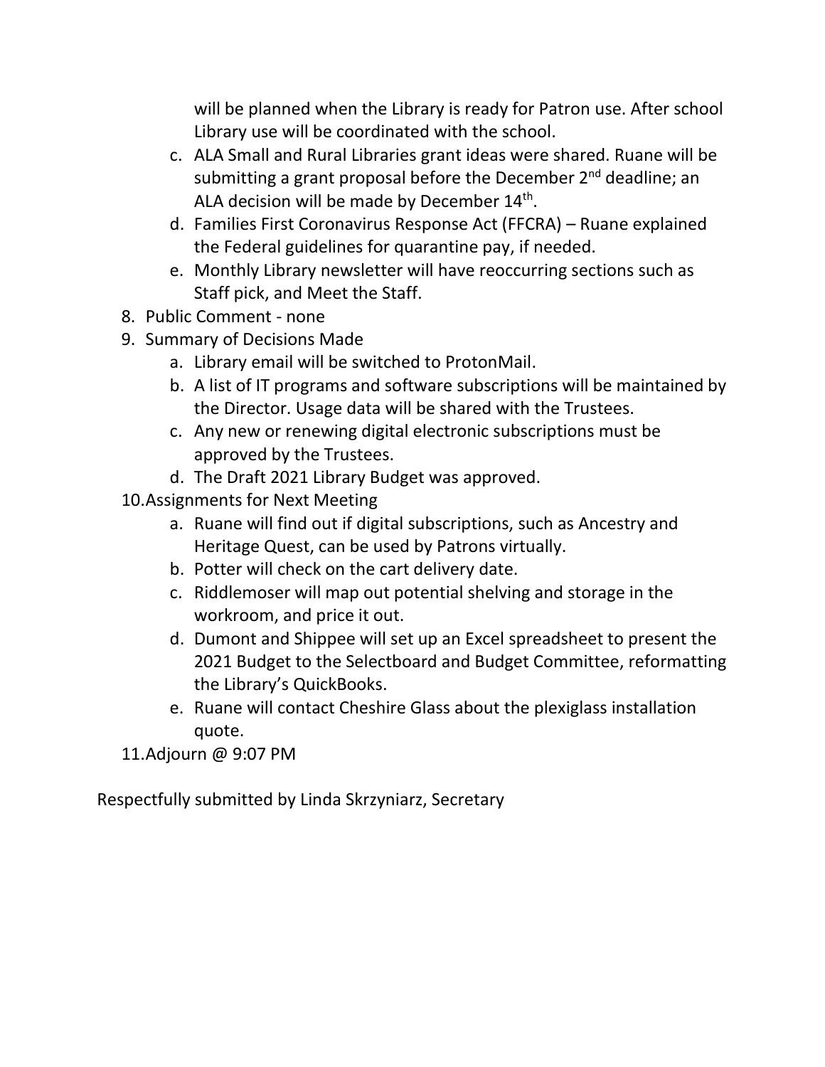will be planned when the Library is ready for Patron use. After school Library use will be coordinated with the school.

   c. ALA Small and Rural Libraries grant ideas were shared. Ruane will be submitting a grant proposal before the December 2nd deadline; an ALA decision will be made by December 14th.
   d. Families First Coronavirus Response Act (FFCRA) – Ruane explained the Federal guidelines for quarantine pay, if needed.
   e. Monthly Library newsletter will have reoccurring sections such as Staff pick, and Meet the Staff.

8. Public Comment - none
9. Summary of Decisions Made
   a. Library email will be switched to ProtonMail.
   b. A list of IT programs and software subscriptions will be maintained by the Director. Usage data will be shared with the Trustees.
   c. Any new or renewing digital electronic subscriptions must be approved by the Trustees.
   d. The Draft 2021 Library Budget was approved.
10. Assignments for Next Meeting
   a. Ruane will find out if digital subscriptions, such as Ancestry and Heritage Quest, can be used by Patrons virtually.
   b. Potter will check on the cart delivery date.
   c. Riddlemoser will map out potential shelving and storage in the workroom, and price it out.
   d. Dumont and Shippee will set up an Excel spreadsheet to present the 2021 Budget to the Selectboard and Budget Committee, reformatting the Library's QuickBooks.
   e. Ruane will contact Cheshire Glass about the plexiglass installation quote.
11. Adjourn @ 9:07 PM

Respectfully submitted by Linda Skrzyniarz, Secretary